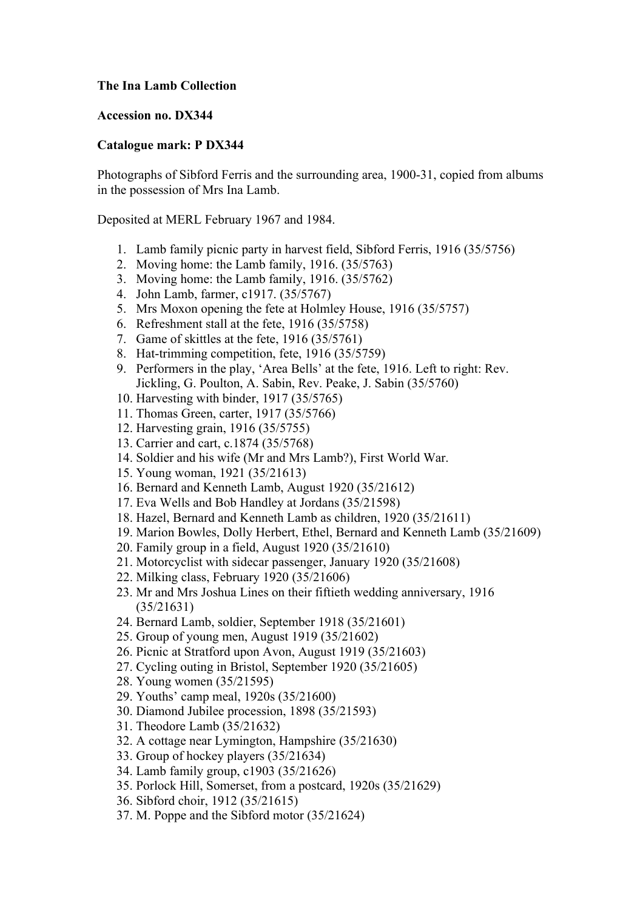**The Ina Lamb Collection**

**Accession no. DX344**

**Catalogue mark: P DX344**

Photographs of Sibford Ferris and the surrounding area, 1900-31, copied from albums in the possession of Mrs Ina Lamb.

Deposited at MERL February 1967 and 1984.

1. Lamb family picnic party in harvest field, Sibford Ferris, 1916 (35/5756)
2. Moving home: the Lamb family, 1916. (35/5763)
3. Moving home: the Lamb family, 1916. (35/5762)
4. John Lamb, farmer, c1917. (35/5767)
5. Mrs Moxon opening the fete at Holmley House, 1916 (35/5757)
6. Refreshment stall at the fete, 1916 (35/5758)
7. Game of skittles at the fete, 1916 (35/5761)
8. Hat-trimming competition, fete, 1916 (35/5759)
9. Performers in the play, 'Area Bells' at the fete, 1916. Left to right: Rev. Jickling, G. Poulton, A. Sabin, Rev. Peake, J. Sabin (35/5760)
10. Harvesting with binder, 1917 (35/5765)
11. Thomas Green, carter, 1917 (35/5766)
12. Harvesting grain, 1916 (35/5755)
13. Carrier and cart, c.1874 (35/5768)
14. Soldier and his wife (Mr and Mrs Lamb?), First World War.
15. Young woman, 1921 (35/21613)
16. Bernard and Kenneth Lamb, August 1920 (35/21612)
17. Eva Wells and Bob Handley at Jordans (35/21598)
18. Hazel, Bernard and Kenneth Lamb as children, 1920 (35/21611)
19. Marion Bowles, Dolly Herbert, Ethel, Bernard and Kenneth Lamb (35/21609)
20. Family group in a field, August 1920 (35/21610)
21. Motorcyclist with sidecar passenger, January 1920 (35/21608)
22. Milking class, February 1920 (35/21606)
23. Mr and Mrs Joshua Lines on their fiftieth wedding anniversary, 1916 (35/21631)
24. Bernard Lamb, soldier, September 1918 (35/21601)
25. Group of young men, August 1919 (35/21602)
26. Picnic at Stratford upon Avon, August 1919 (35/21603)
27. Cycling outing in Bristol, September 1920 (35/21605)
28. Young women (35/21595)
29. Youths' camp meal, 1920s (35/21600)
30. Diamond Jubilee procession, 1898 (35/21593)
31. Theodore Lamb (35/21632)
32. A cottage near Lymington, Hampshire (35/21630)
33. Group of hockey players (35/21634)
34. Lamb family group, c1903 (35/21626)
35. Porlock Hill, Somerset, from a postcard, 1920s (35/21629)
36. Sibford choir, 1912 (35/21615)
37. M. Poppe and the Sibford motor (35/21624)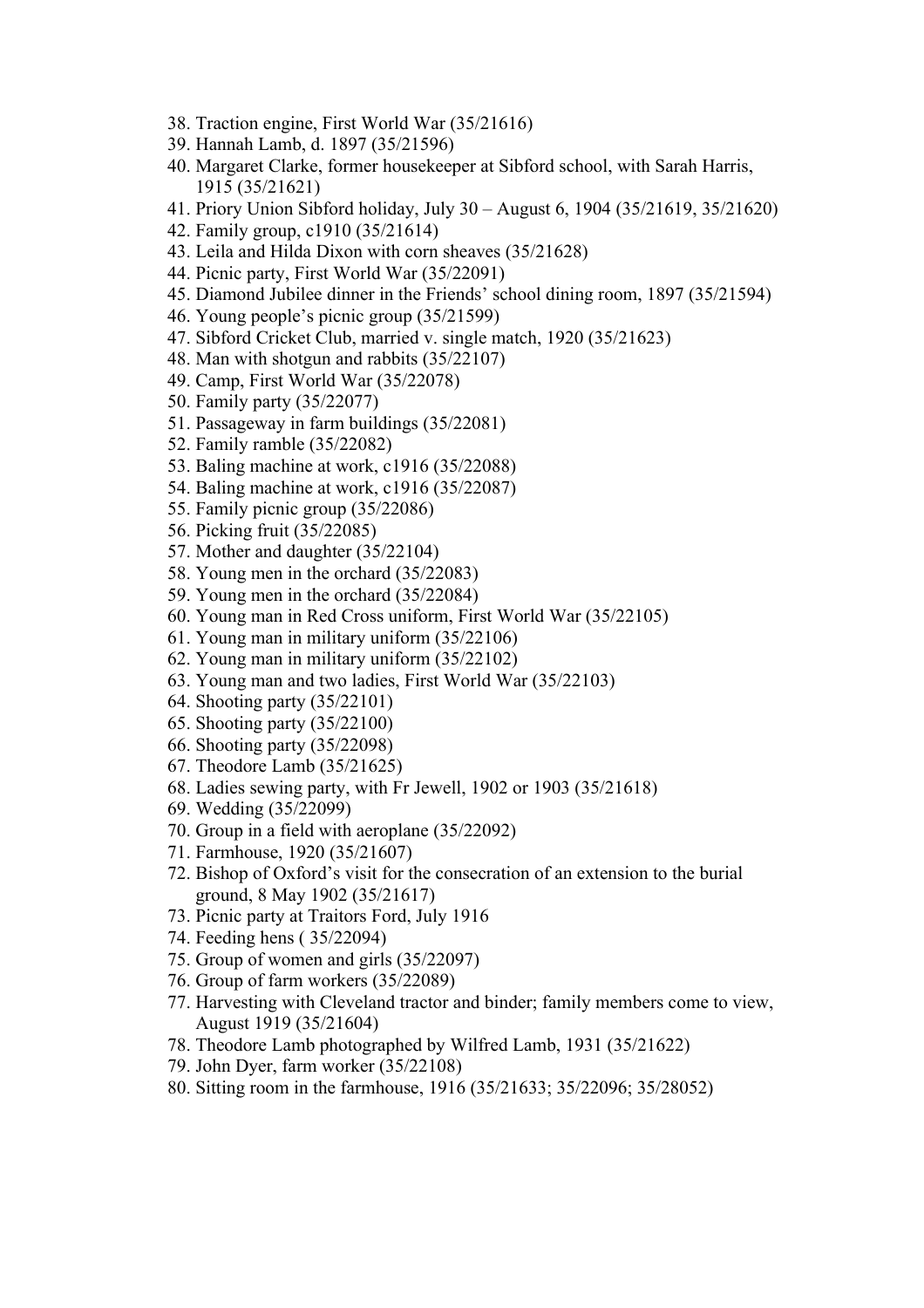38. Traction engine, First World War (35/21616)
39. Hannah Lamb, d. 1897 (35/21596)
40. Margaret Clarke, former housekeeper at Sibford school, with Sarah Harris, 1915 (35/21621)
41. Priory Union Sibford holiday, July 30 – August 6, 1904 (35/21619, 35/21620)
42. Family group, c1910 (35/21614)
43. Leila and Hilda Dixon with corn sheaves (35/21628)
44. Picnic party, First World War (35/22091)
45. Diamond Jubilee dinner in the Friends' school dining room, 1897 (35/21594)
46. Young people's picnic group (35/21599)
47. Sibford Cricket Club, married v. single match, 1920 (35/21623)
48. Man with shotgun and rabbits (35/22107)
49. Camp, First World War (35/22078)
50. Family party (35/22077)
51. Passageway in farm buildings (35/22081)
52. Family ramble (35/22082)
53. Baling machine at work, c1916 (35/22088)
54. Baling machine at work, c1916 (35/22087)
55. Family picnic group (35/22086)
56. Picking fruit (35/22085)
57. Mother and daughter (35/22104)
58. Young men in the orchard (35/22083)
59. Young men in the orchard (35/22084)
60. Young man in Red Cross uniform, First World War (35/22105)
61. Young man in military uniform (35/22106)
62. Young man in military uniform (35/22102)
63. Young man and two ladies, First World War (35/22103)
64. Shooting party (35/22101)
65. Shooting party (35/22100)
66. Shooting party (35/22098)
67. Theodore Lamb (35/21625)
68. Ladies sewing party, with Fr Jewell, 1902 or 1903 (35/21618)
69. Wedding (35/22099)
70. Group in a field with aeroplane (35/22092)
71. Farmhouse, 1920 (35/21607)
72. Bishop of Oxford's visit for the consecration of an extension to the burial ground, 8 May 1902 (35/21617)
73. Picnic party at Traitors Ford, July 1916
74. Feeding hens ( 35/22094)
75. Group of women and girls (35/22097)
76. Group of farm workers (35/22089)
77. Harvesting with Cleveland tractor and binder; family members come to view, August 1919 (35/21604)
78. Theodore Lamb photographed by Wilfred Lamb, 1931 (35/21622)
79. John Dyer, farm worker (35/22108)
80. Sitting room in the farmhouse, 1916 (35/21633; 35/22096; 35/28052)